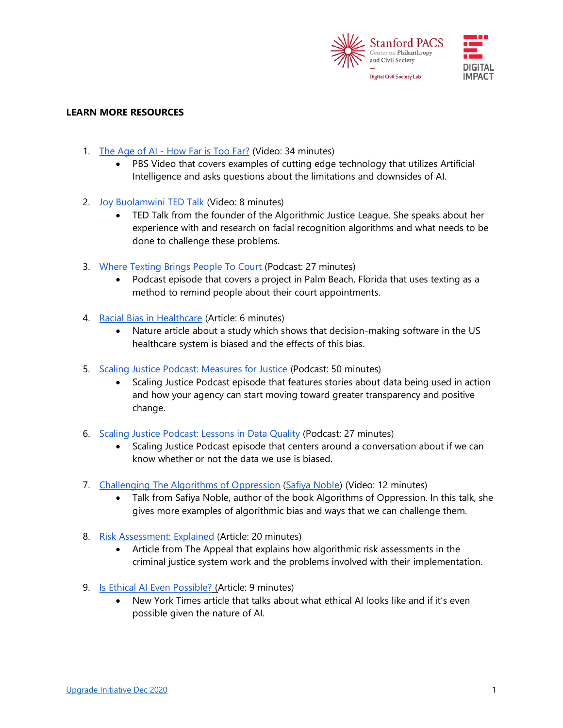**LEARN MORE RESOURCES**

1. The Age of AI - How Far is Too Far? (Video: 34 minutes)
   - PBS Video that covers examples of cutting edge technology that utilizes Artificial Intelligence and asks questions about the limitations and downsides of AI.

2. Joy Buolamwini TED Talk (Video: 8 minutes)
   - TED Talk from the founder of the Algorithmic Justice League. She speaks about her experience with and research on facial recognition algorithms and what needs to be done to challenge these problems.

3. Where Texting Brings People To Court (Podcast: 27 minutes)
   - Podcast episode that covers a project in Palm Beach, Florida that uses texting as a method to remind people about their court appointments.

4. Racial Bias in Healthcare (Article: 6 minutes)
   - Nature article about a study which shows that decision-making software in the US healthcare system is biased and the effects of this bias.

5. Scaling Justice Podcast: Measures for Justice (Podcast: 50 minutes)
   - Scaling Justice Podcast episode that features stories about data being used in action and how your agency can start moving toward greater transparency and positive change.

6. Scaling Justice Podcast: Lessons in Data Quality (Podcast: 27 minutes)
   - Scaling Justice Podcast episode that centers around a conversation about if we can know whether or not the data we use is biased.

7. Challenging The Algorithms of Oppression (Safiya Noble) (Video: 12 minutes)
   - Talk from Safiya Noble, author of the book Algorithms of Oppression. In this talk, she gives more examples of algorithmic bias and ways that we can challenge them.

8. Risk Assessment: Explained (Article: 20 minutes)
   - Article from The Appeal that explains how algorithmic risk assessments in the criminal justice system work and the problems involved with their implementation.

9. Is Ethical AI Even Possible? (Article: 9 minutes)
   - New York Times article that talks about what ethical AI looks like and if it's even possible given the nature of AI.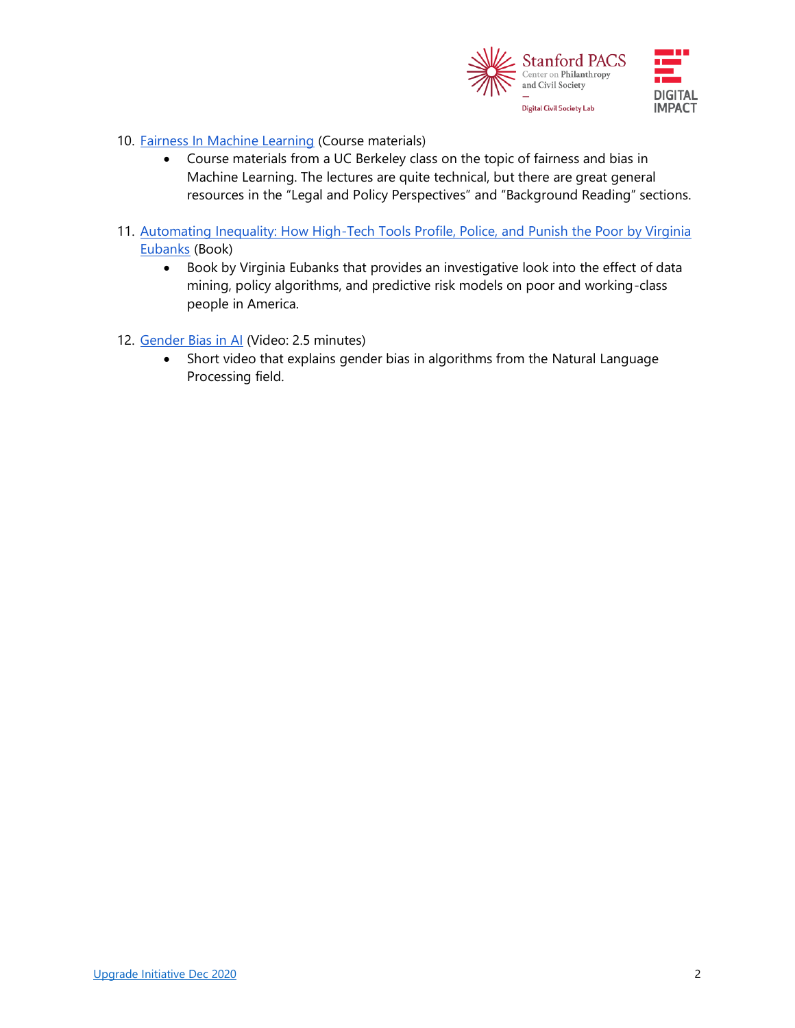10. [Fairness In Machine Learning]() (Course materials)
    - Course materials from a UC Berkeley class on the topic of fairness and bias in Machine Learning. The lectures are quite technical, but there are great general resources in the "Legal and Policy Perspectives" and "Background Reading" sections.

11. [Automating Inequality: How High-Tech Tools Profile, Police, and Punish the Poor by Virginia Eubanks]() (Book)
    - Book by Virginia Eubanks that provides an investigative look into the effect of data mining, policy algorithms, and predictive risk models on poor and working-class people in America.

12. [Gender Bias in AI]() (Video: 2.5 minutes)
    - Short video that explains gender bias in algorithms from the Natural Language Processing field.